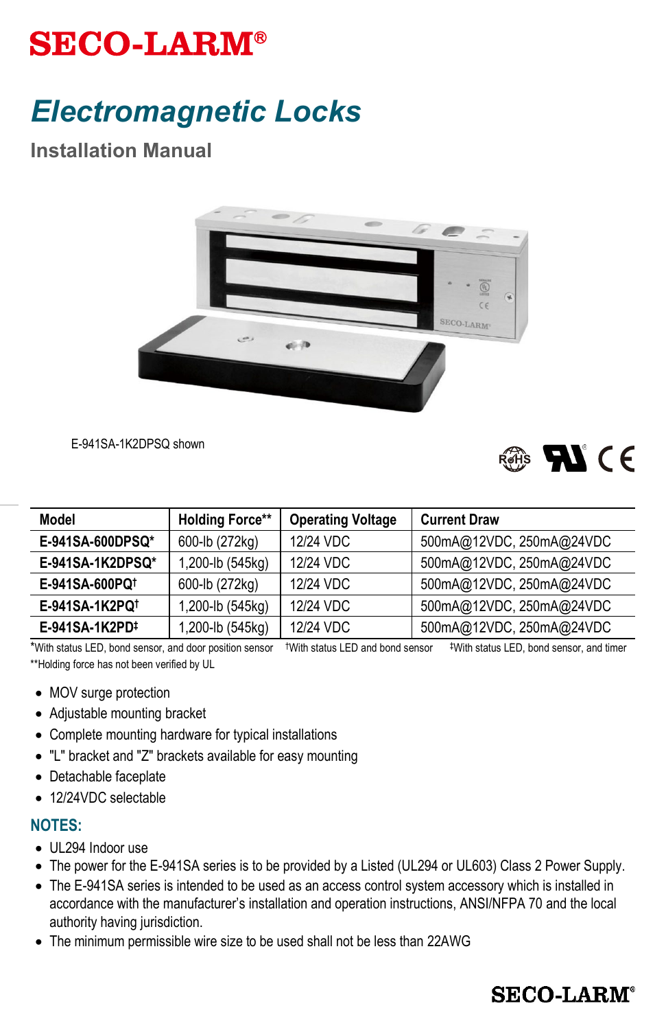# SECO-LARM®

# *Electromagnetic Locks*

## Installation Manual

E-941SA-1K2DPSQ shown

| Model | Holding Force** | Operating Voltage | Current Draw |
|---|---|---|---|
| **E-941SA-600DPSQ*** | 600-lb (272kg) | 12/24 VDC | 500mA@12VDC, 250mA@24VDC |
| **E-941SA-1K2DPSQ*** | 1,200-lb (545kg) | 12/24 VDC | 500mA@12VDC, 250mA@24VDC |
| **E-941SA-600PQ†** | 600-lb (272kg) | 12/24 VDC | 500mA@12VDC, 250mA@24VDC |
| **E-941SA-1K2PQ†** | 1,200-lb (545kg) | 12/24 VDC | 500mA@12VDC, 250mA@24VDC |
| **E-941SA-1K2PD‡** | 1,200-lb (545kg) | 12/24 VDC | 500mA@12VDC, 250mA@24VDC |

*With status LED, bond sensor, and door position sensor †With status LED and bond sensor ‡With status LED, bond sensor, and timer
**Holding force has not been verified by UL

- MOV surge protection
- Adjustable mounting bracket
- Complete mounting hardware for typical installations
- "L" bracket and "Z" brackets available for easy mounting
- Detachable faceplate
- 12/24VDC selectable

## NOTES:

- UL294 Indoor use
- The power for the E-941SA series is to be provided by a Listed (UL294 or UL603) Class 2 Power Supply.
- The E-941SA series is intended to be used as an access control system accessory which is installed in accordance with the manufacturer's installation and operation instructions, ANSI/NFPA 70 and the local authority having jurisdiction.
- The minimum permissible wire size to be used shall not be less than 22AWG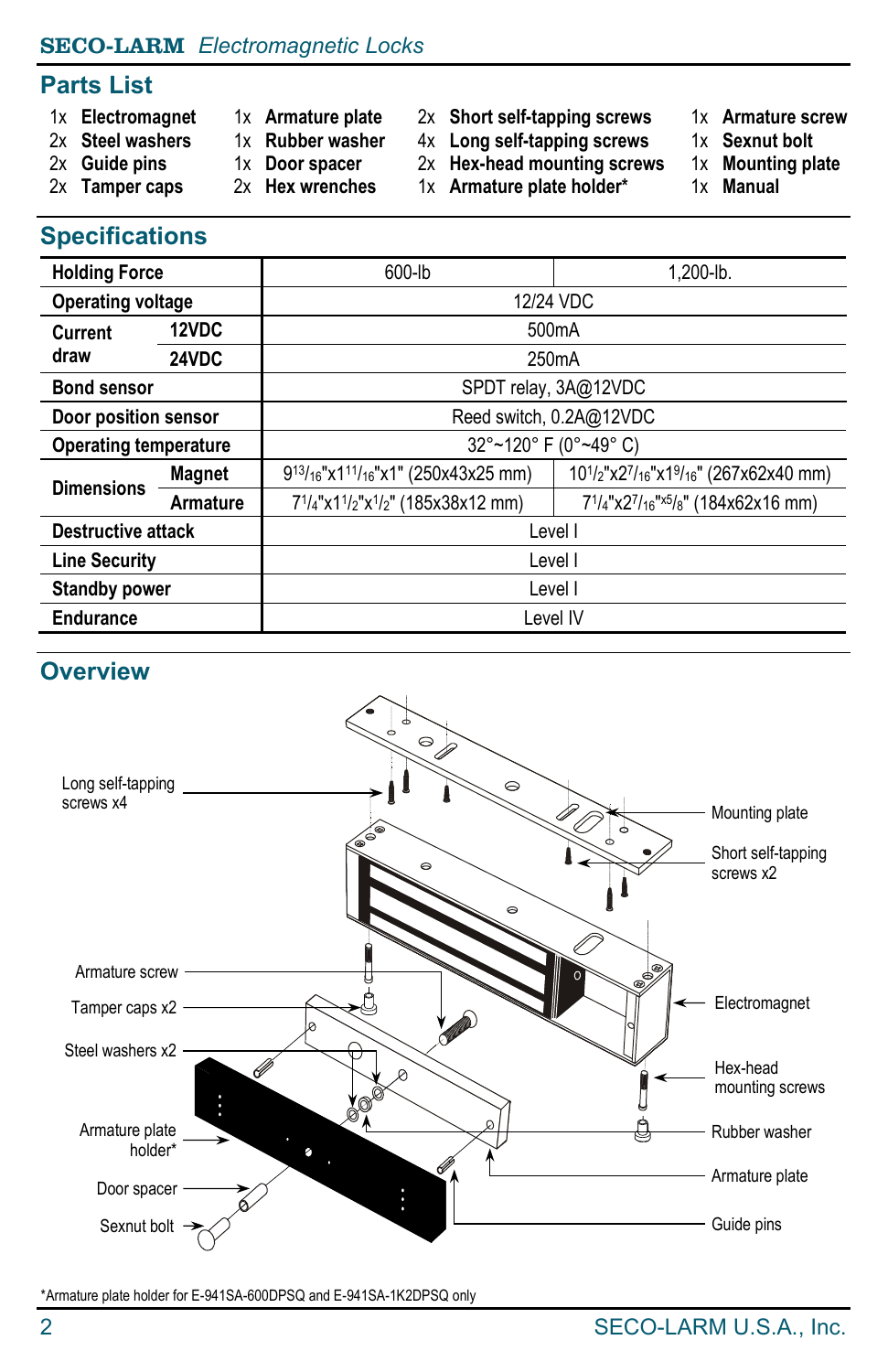## Parts List

- 1x **Electromagnet**
- 2x **Steel washers**
- 2x **Guide pins**
- 2x **Tamper caps**
- 1x **Armature plate**
- 1x **Rubber washer**
- 1x **Door spacer**
- 2x **Hex wrenches**
- 2x **Short self-tapping screws**
- 4x **Long self-tapping screws**
- 2x **Hex-head mounting screws**
- 1x **Armature plate holder***
- 1x **Armature screw**
- 1x **Sexnut bolt**
- 1x **Mounting plate**
- 1x **Manual**

## Specifications

| | | | |
|---|---|---|---|
| **Holding Force** | | 600-lb | 1,200-lb. |
| **Operating voltage** | | 12/24 VDC | |
| **Current draw** | **12VDC** | 500mA | |
| | **24VDC** | 250mA | |
| **Bond sensor** | | SPDT relay, 3A@12VDC | |
| **Door position sensor** | | Reed switch, 0.2A@12VDC | |
| **Operating temperature** | | 32°~120° F (0°~49° C) | |
| **Dimensions** | **Magnet** | $9^{13}/_{16}$"x$1^{11}/_{16}$"x1" (250x43x25 mm) | $10^{1}/_{2}$"x$2^{7}/_{16}$"x$1^{9}/_{16}$" (267x62x40 mm) |
| | **Armature** | $7^{1}/_{4}$"x$1^{1}/_{2}$"x$^{1}/_{2}$" (185x38x12 mm) | $7^{1}/_{4}$"x$2^{7}/_{16}$"x$^{5}/_{8}$" (184x62x16 mm) |
| **Destructive attack** | | Level I | |
| **Line Security** | | Level I | |
| **Standby power** | | Level I | |
| **Endurance** | | Level IV | |

## Overview

Long self-tapping screws x4

Mounting plate

Short self-tapping screws x2

Armature screw

Tamper caps x2

Electromagnet

Steel washers x2

Hex-head mounting screws

Armature plate holder*

Rubber washer

Armature plate

Door spacer

Sexnut bolt

Guide pins

*Armature plate holder for E-941SA-600DPSQ and E-941SA-1K2DPSQ only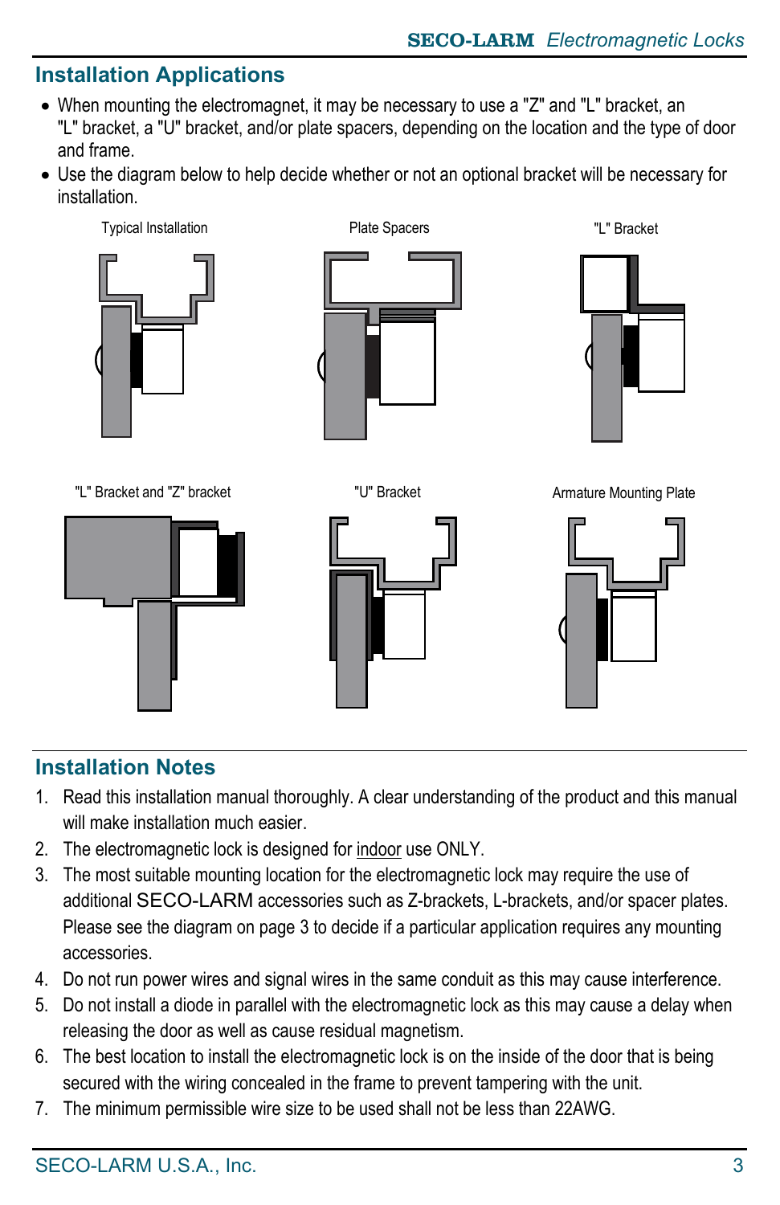## Installation Applications

- When mounting the electromagnet, it may be necessary to use a "Z" and "L" bracket, an "L" bracket, a "U" bracket, and/or plate spacers, depending on the location and the type of door and frame.
- Use the diagram below to help decide whether or not an optional bracket will be necessary for installation.

Typical Installation

Plate Spacers

"L" Bracket

"L" Bracket and "Z" bracket

"U" Bracket

Armature Mounting Plate

## Installation Notes

1. Read this installation manual thoroughly. A clear understanding of the product and this manual will make installation much easier.
2. The electromagnetic lock is designed for indoor use ONLY.
3. The most suitable mounting location for the electromagnetic lock may require the use of additional SECO-LARM accessories such as Z-brackets, L-brackets, and/or spacer plates. Please see the diagram on page 3 to decide if a particular application requires any mounting accessories.
4. Do not run power wires and signal wires in the same conduit as this may cause interference.
5. Do not install a diode in parallel with the electromagnetic lock as this may cause a delay when releasing the door as well as cause residual magnetism.
6. The best location to install the electromagnetic lock is on the inside of the door that is being secured with the wiring concealed in the frame to prevent tampering with the unit.
7. The minimum permissible wire size to be used shall not be less than 22AWG.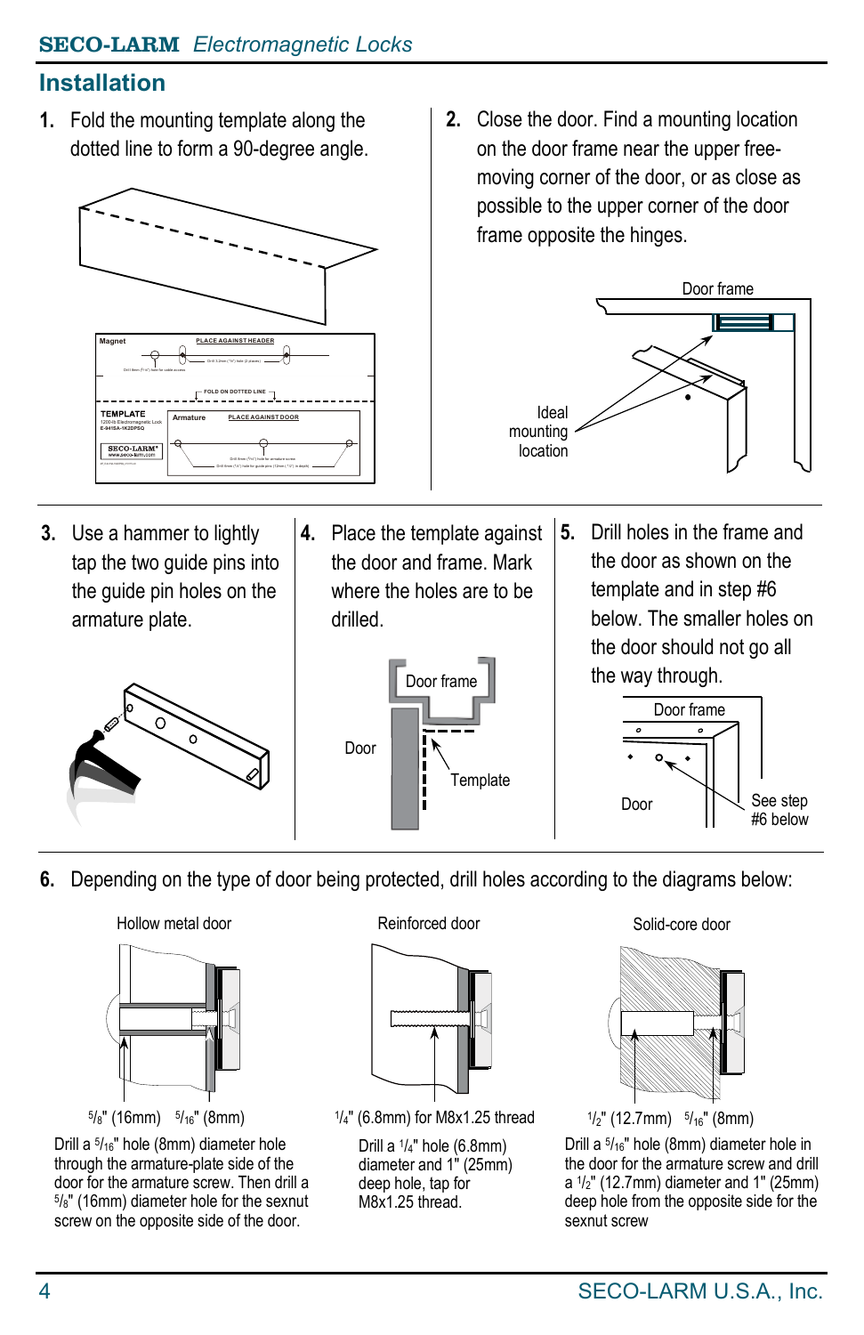## Installation

1. Fold the mounting template along the dotted line to form a 90-degree angle.

Magnet
PLACE AGAINST HEADER
FOLD ON DOTTED LINE
TEMPLATE
Armature
PLACE AGAINST DOOR

2. Close the door. Find a mounting location on the door frame near the upper free-moving corner of the door, or as close as possible to the upper corner of the door frame opposite the hinges.

Door frame
Ideal mounting location

3. Use a hammer to lightly tap the two guide pins into the guide pin holes on the armature plate.

4. Place the template against the door and frame. Mark where the holes are to be drilled.

Door frame
Door
Template

5. Drill holes in the frame and the door as shown on the template and in step #6 below. The smaller holes on the door should not go all the way through.

Door frame
Door
See step #6 below

6. Depending on the type of door being protected, drill holes according to the diagrams below:

**Hollow metal door**

$^5/_8$" (16mm) $^5/_{16}$" (8mm)

Drill a $^5/_{16}$" hole (8mm) diameter hole through the armature-plate side of the door for the armature screw. Then drill a $^5/_8$" (16mm) diameter hole for the sexnut screw on the opposite side of the door.

**Reinforced door**

$^1/_4$" (6.8mm) for M8x1.25 thread

Drill a $^1/_4$" hole (6.8mm) diameter and 1" (25mm) deep hole, tap for M8x1.25 thread.

**Solid-core door**

$^1/_2$" (12.7mm) $^5/_{16}$" (8mm)

Drill a $^5/_{16}$" hole (8mm) diameter hole in the door for the armature screw and drill a $^1/_2$" (12.7mm) diameter and 1" (25mm) deep hole from the opposite side for the sexnut screw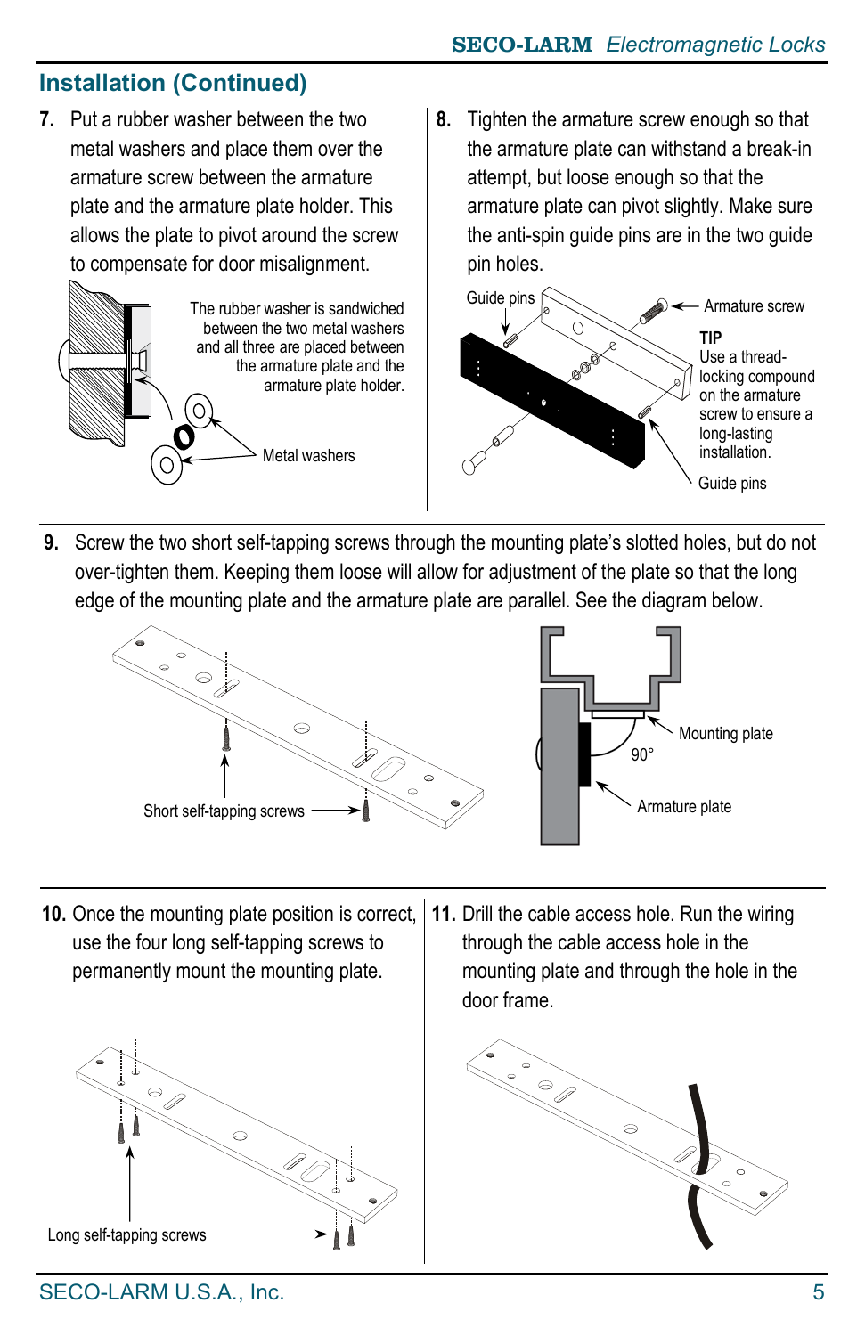## Installation (Continued)

7. Put a rubber washer between the two metal washers and place them over the armature screw between the armature plate and the armature plate holder. This allows the plate to pivot around the screw to compensate for door misalignment.

The rubber washer is sandwiched between the two metal washers and all three are placed between the armature plate and the armature plate holder.

Metal washers

8. Tighten the armature screw enough so that the armature plate can withstand a break-in attempt, but loose enough so that the armature plate can pivot slightly. Make sure the anti-spin guide pins are in the two guide pin holes.

Guide pins

Armature screw

**TIP**
Use a thread-locking compound on the armature screw to ensure a long-lasting installation.

Guide pins

9. Screw the two short self-tapping screws through the mounting plate's slotted holes, but do not over-tighten them. Keeping them loose will allow for adjustment of the plate so that the long edge of the mounting plate and the armature plate are parallel. See the diagram below.

Short self-tapping screws

Mounting plate

90°

Armature plate

10. Once the mounting plate position is correct, use the four long self-tapping screws to permanently mount the mounting plate.

Long self-tapping screws

11. Drill the cable access hole. Run the wiring through the cable access hole in the mounting plate and through the hole in the door frame.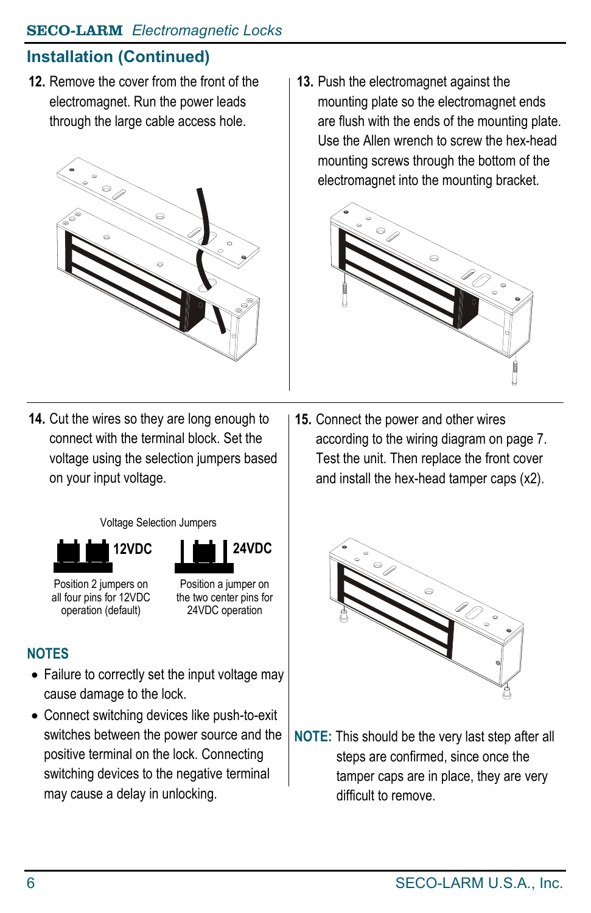## Installation (Continued)

**12.** Remove the cover from the front of the electromagnet. Run the power leads through the large cable access hole.

**13.** Push the electromagnet against the mounting plate so the electromagnet ends are flush with the ends of the mounting plate. Use the Allen wrench to screw the hex-head mounting screws through the bottom of the electromagnet into the mounting bracket.

**14.** Cut the wires so they are long enough to connect with the terminal block. Set the voltage using the selection jumpers based on your input voltage.

Voltage Selection Jumpers

12VDC

Position 2 jumpers on all four pins for 12VDC operation (default)

24VDC

Position a jumper on the two center pins for 24VDC operation

### NOTES

- Failure to correctly set the input voltage may cause damage to the lock.
- Connect switching devices like push-to-exit switches between the power source and the positive terminal on the lock. Connecting switching devices to the negative terminal may cause a delay in unlocking.

**15.** Connect the power and other wires according to the wiring diagram on page 7. Test the unit. Then replace the front cover and install the hex-head tamper caps (x2).

**NOTE:** This should be the very last step after all steps are confirmed, since once the tamper caps are in place, they are very difficult to remove.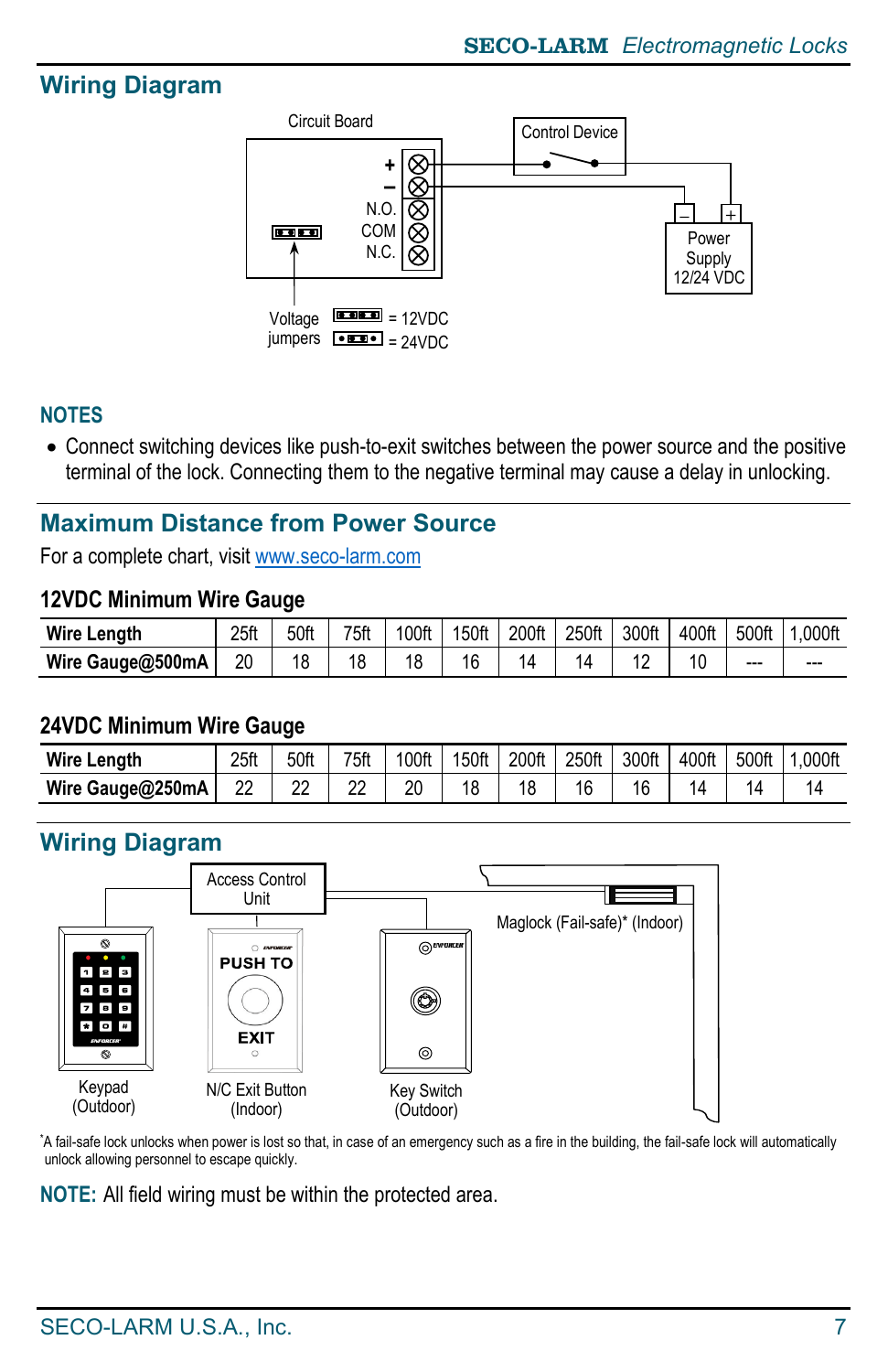## Wiring Diagram

Circuit Board

Control Device

Power Supply 12/24 VDC

N.O.
COM
N.C.

Voltage jumpers = 12VDC = 24VDC

### NOTES

- Connect switching devices like push-to-exit switches between the power source and the positive terminal of the lock. Connecting them to the negative terminal may cause a delay in unlocking.

## Maximum Distance from Power Source

For a complete chart, visit www.seco-larm.com

### 12VDC Minimum Wire Gauge

| Wire Length | 25ft | 50ft | 75ft | 100ft | 150ft | 200ft | 250ft | 300ft | 400ft | 500ft | 1,000ft |
|---|---|---|---|---|---|---|---|---|---|---|---|
| Wire Gauge@500mA | 20 | 18 | 18 | 18 | 16 | 14 | 14 | 12 | 10 | --- | --- |

### 24VDC Minimum Wire Gauge

| Wire Length | 25ft | 50ft | 75ft | 100ft | 150ft | 200ft | 250ft | 300ft | 400ft | 500ft | 1,000ft |
|---|---|---|---|---|---|---|---|---|---|---|---|
| Wire Gauge@250mA | 22 | 22 | 22 | 20 | 18 | 18 | 16 | 16 | 14 | 14 | 14 |

## Wiring Diagram

Access Control Unit

Maglock (Fail-safe)* (Indoor)

Keypad (Outdoor)

N/C Exit Button (Indoor)

Key Switch (Outdoor)

*A fail-safe lock unlocks when power is lost so that, in case of an emergency such as a fire in the building, the fail-safe lock will automatically unlock allowing personnel to escape quickly.

**NOTE:** All field wiring must be within the protected area.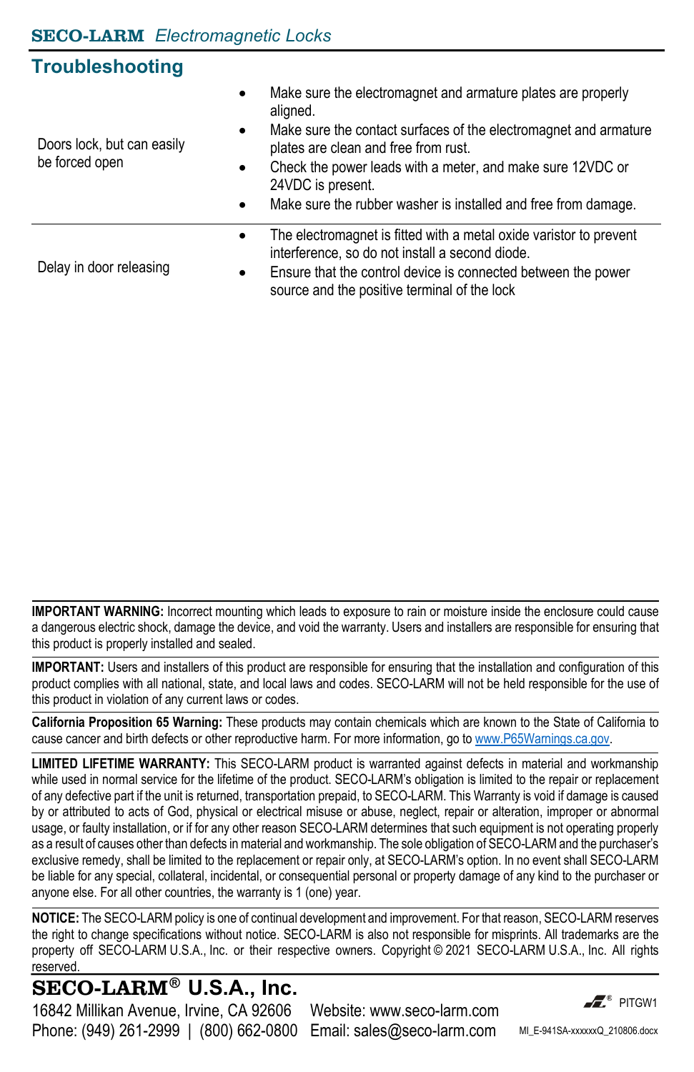## Troubleshooting

| | |
|---|---|
| Doors lock, but can easily be forced open | • Make sure the electromagnet and armature plates are properly aligned.<br>• Make sure the contact surfaces of the electromagnet and armature plates are clean and free from rust.<br>• Check the power leads with a meter, and make sure 12VDC or 24VDC is present.<br>• Make sure the rubber washer is installed and free from damage. |
| Delay in door releasing | • The electromagnet is fitted with a metal oxide varistor to prevent interference, so do not install a second diode.<br>• Ensure that the control device is connected between the power source and the positive terminal of the lock |

**IMPORTANT WARNING:** Incorrect mounting which leads to exposure to rain or moisture inside the enclosure could cause a dangerous electric shock, damage the device, and void the warranty. Users and installers are responsible for ensuring that this product is properly installed and sealed.

**IMPORTANT:** Users and installers of this product are responsible for ensuring that the installation and configuration of this product complies with all national, state, and local laws and codes. SECO-LARM will not be held responsible for the use of this product in violation of any current laws or codes.

**California Proposition 65 Warning:** These products may contain chemicals which are known to the State of California to cause cancer and birth defects or other reproductive harm. For more information, go to www.P65Warnings.ca.gov.

**LIMITED LIFETIME WARRANTY:** This SECO-LARM product is warranted against defects in material and workmanship while used in normal service for the lifetime of the product. SECO-LARM's obligation is limited to the repair or replacement of any defective part if the unit is returned, transportation prepaid, to SECO-LARM. This Warranty is void if damage is caused by or attributed to acts of God, physical or electrical misuse or abuse, neglect, repair or alteration, improper or abnormal usage, or faulty installation, or if for any other reason SECO-LARM determines that such equipment is not operating properly as a result of causes other than defects in material and workmanship. The sole obligation of SECO-LARM and the purchaser's exclusive remedy, shall be limited to the replacement or repair only, at SECO-LARM's option. In no event shall SECO-LARM be liable for any special, collateral, incidental, or consequential personal or property damage of any kind to the purchaser or anyone else. For all other countries, the warranty is 1 (one) year.

**NOTICE:** The SECO-LARM policy is one of continual development and improvement. For that reason, SECO-LARM reserves the right to change specifications without notice. SECO-LARM is also not responsible for misprints. All trademarks are the property off SECO-LARM U.S.A., Inc. or their respective owners. Copyright © 2021 SECO-LARM U.S.A., Inc. All rights reserved.

**SECO-LARM® U.S.A., Inc.**
16842 Millikan Avenue, Irvine, CA 92606 Website: www.seco-larm.com
Phone: (949) 261-2999 | (800) 662-0800 Email: sales@seco-larm.com

PITGW1

MI_E-941SA-xxxxxxQ_210806.docx